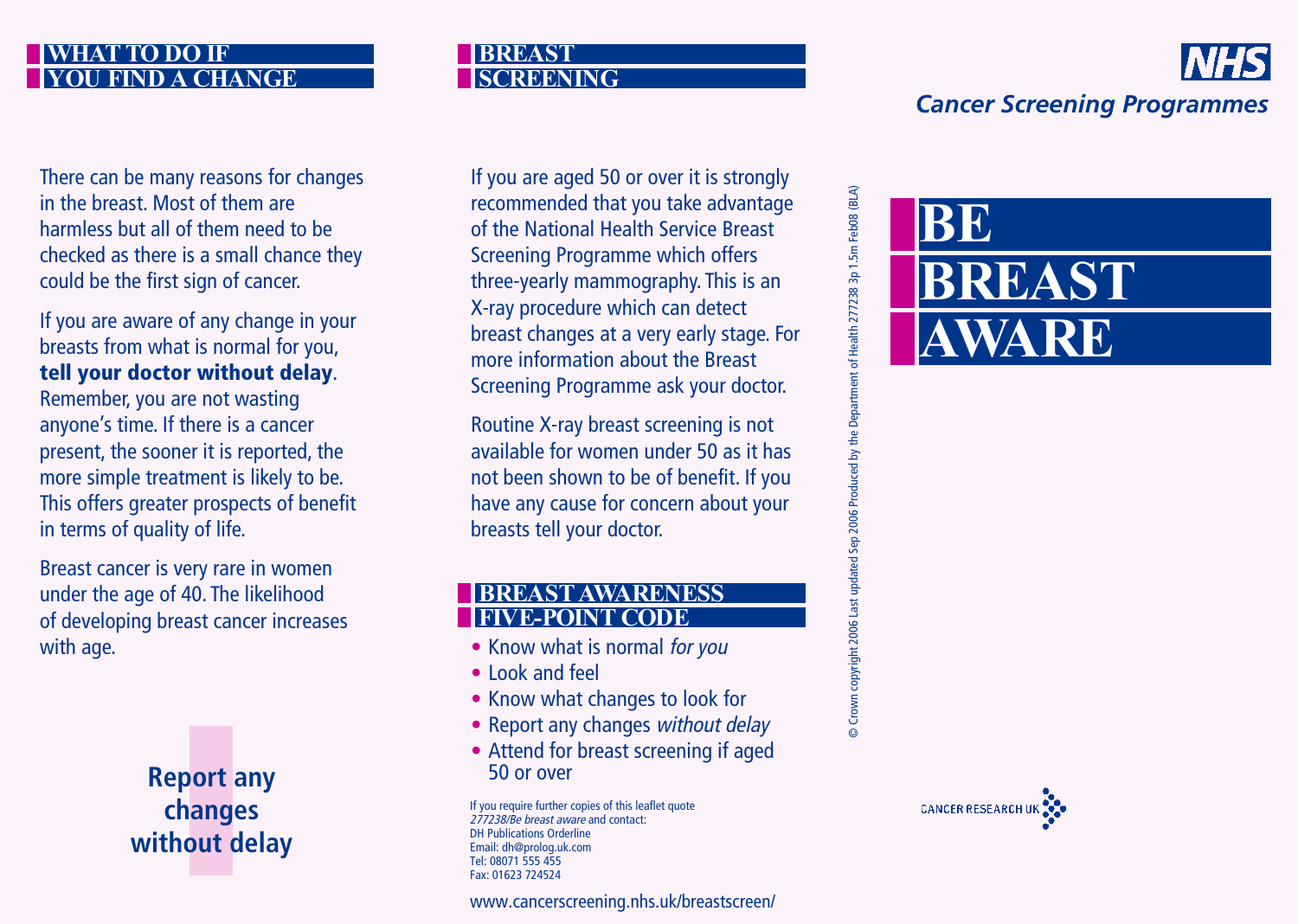## WHAT TO DO IF YOU FIND A CHANGE

There can be many reasons for changes in the breast. Most of them are harmless but all of them need to be checked as there is a small chance they could be the first sign of cancer.

If you are aware of any change in your breasts from what is normal for you, **tell your doctor without delay**. Remember, you are not wasting anyone's time. If there is a cancer present, the sooner it is reported, the more simple treatment is likely to be. This offers greater prospects of benefit in terms of quality of life.

Breast cancer is very rare in women under the age of 40. The likelihood of developing breast cancer increases with age.

**Report any changes without delay**

## BREAST SCREENING

If you are aged 50 or over it is strongly recommended that you take advantage of the National Health Service Breast Screening Programme which offers three-yearly mammography. This is an X-ray procedure which can detect breast changes at a very early stage. For more information about the Breast Screening Programme ask your doctor.

Routine X-ray breast screening is not available for women under 50 as it has not been shown to be of benefit. If you have any cause for concern about your breasts tell your doctor.

## BREAST AWARENESS FIVE-POINT CODE

- Know what is normal *for you*
- Look and feel
- Know what changes to look for
- Report any changes *without delay*
- Attend for breast screening if aged 50 or over

If you require further copies of this leaflet quote *277238/Be breast aware* and contact:
DH Publications Orderline
Email: dh@prolog.uk.com
Tel: 08071 555 455
Fax: 01623 724524

www.cancerscreening.nhs.uk/breastscreen/

© Crown copyright 2006 Last updated Sep 2006 Produced by the Department of Health 277238 3p 1.5m Feb08 (BLA)

NHS

*Cancer Screening Programmes*

# BE BREAST AWARE

CANCER RESEARCH UK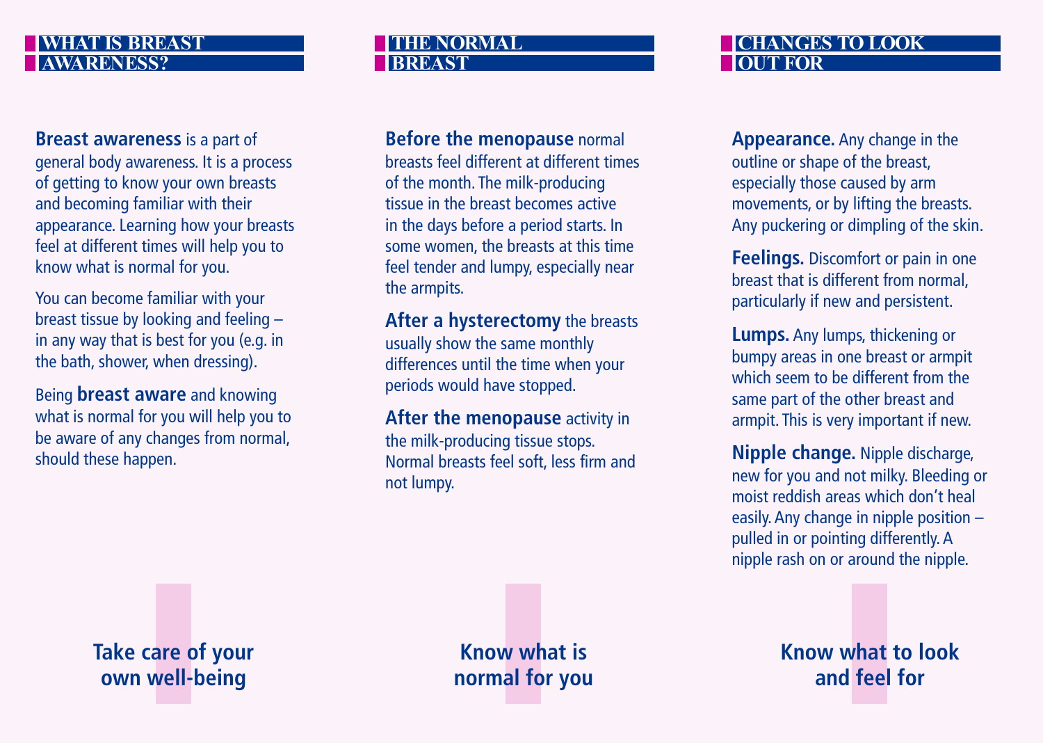## WHAT IS BREAST AWARENESS?

**Breast awareness** is a part of general body awareness. It is a process of getting to know your own breasts and becoming familiar with their appearance. Learning how your breasts feel at different times will help you to know what is normal for you.

You can become familiar with your breast tissue by looking and feeling – in any way that is best for you (e.g. in the bath, shower, when dressing).

Being **breast aware** and knowing what is normal for you will help you to be aware of any changes from normal, should these happen.

**Take care of your own well-being**

## THE NORMAL BREAST

**Before the menopause** normal breasts feel different at different times of the month. The milk-producing tissue in the breast becomes active in the days before a period starts. In some women, the breasts at this time feel tender and lumpy, especially near the armpits.

**After a hysterectomy** the breasts usually show the same monthly differences until the time when your periods would have stopped.

**After the menopause** activity in the milk-producing tissue stops. Normal breasts feel soft, less firm and not lumpy.

**Know what is normal for you**

## CHANGES TO LOOK OUT FOR

**Appearance.** Any change in the outline or shape of the breast, especially those caused by arm movements, or by lifting the breasts. Any puckering or dimpling of the skin.

**Feelings.** Discomfort or pain in one breast that is different from normal, particularly if new and persistent.

**Lumps.** Any lumps, thickening or bumpy areas in one breast or armpit which seem to be different from the same part of the other breast and armpit. This is very important if new.

**Nipple change.** Nipple discharge, new for you and not milky. Bleeding or moist reddish areas which don't heal easily. Any change in nipple position – pulled in or pointing differently. A nipple rash on or around the nipple.

**Know what to look and feel for**